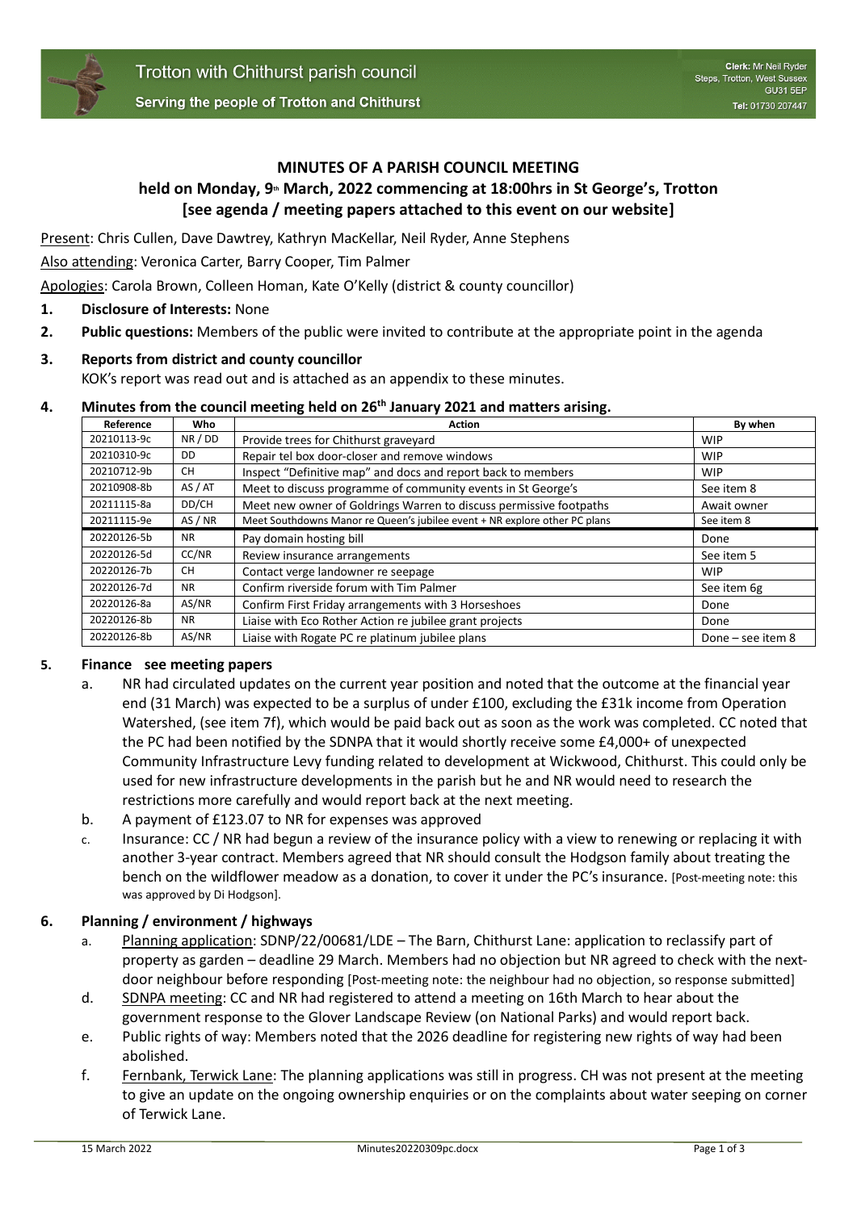Trotton with Chithurst parish council

Serving the people of Trotton and Chithurst

**Clerk:** Mr Neil Ryder
Steps, Trotton, West Sussex
GU31 5EP
**Tel:** 01730 207447

# MINUTES OF A PARISH COUNCIL MEETING
## held on Monday, 9th March, 2022 commencing at 18:00hrs in St George's, Trotton
## [see agenda / meeting papers attached to this event on our website]

Present: Chris Cullen, Dave Dawtrey, Kathryn MacKellar, Neil Ryder, Anne Stephens

Also attending: Veronica Carter, Barry Cooper, Tim Palmer

Apologies: Carola Brown, Colleen Homan, Kate O'Kelly (district & county councillor)

1. **Disclosure of Interests:** None
2. **Public questions:** Members of the public were invited to contribute at the appropriate point in the agenda
3. **Reports from district and county councillor**
   KOK's report was read out and is attached as an appendix to these minutes.
4. **Minutes from the council meeting held on 26th January 2021 and matters arising.**

| Reference | Who | Action | By when |
|---|---|---|---|
| 20210113-9c | NR / DD | Provide trees for Chithurst graveyard | WIP |
| 20210310-9c | DD | Repair tel box door-closer and remove windows | WIP |
| 20210712-9b | CH | Inspect "Definitive map" and docs and report back to members | WIP |
| 20210908-8b | AS / AT | Meet to discuss programme of community events in St George's | See item 8 |
| 20211115-8a | DD/CH | Meet new owner of Goldrings Warren to discuss permissive footpaths | Await owner |
| 20211115-9e | AS / NR | Meet Southdowns Manor re Queen's jubilee event + NR explore other PC plans | See item 8 |
| 20220126-5b | NR | Pay domain hosting bill | Done |
| 20220126-5d | CC/NR | Review insurance arrangements | See item 5 |
| 20220126-7b | CH | Contact verge landowner re seepage | WIP |
| 20220126-7d | NR | Confirm riverside forum with Tim Palmer | See item 6g |
| 20220126-8a | AS/NR | Confirm First Friday arrangements with 3 Horseshoes | Done |
| 20220126-8b | NR | Liaise with Eco Rother Action re jubilee grant projects | Done |
| 20220126-8b | AS/NR | Liaise with Rogate PC re platinum jubilee plans | Done – see item 8 |

5. **Finance see meeting papers**
   a. NR had circulated updates on the current year position and noted that the outcome at the financial year end (31 March) was expected to be a surplus of under £100, excluding the £31k income from Operation Watershed, (see item 7f), which would be paid back out as soon as the work was completed. CC noted that the PC had been notified by the SDNPA that it would shortly receive some £4,000+ of unexpected Community Infrastructure Levy funding related to development at Wickwood, Chithurst. This could only be used for new infrastructure developments in the parish but he and NR would need to research the restrictions more carefully and would report back at the next meeting.
   b. A payment of £123.07 to NR for expenses was approved
   c. Insurance: CC / NR had begun a review of the insurance policy with a view to renewing or replacing it with another 3-year contract. Members agreed that NR should consult the Hodgson family about treating the bench on the wildflower meadow as a donation, to cover it under the PC's insurance. [Post-meeting note: this was approved by Di Hodgson].
6. **Planning / environment / highways**
   a. Planning application: SDNP/22/00681/LDE – The Barn, Chithurst Lane: application to reclassify part of property as garden – deadline 29 March. Members had no objection but NR agreed to check with the next-door neighbour before responding [Post-meeting note: the neighbour had no objection, so response submitted]
   d. SDNPA meeting: CC and NR had registered to attend a meeting on 16th March to hear about the government response to the Glover Landscape Review (on National Parks) and would report back.
   e. Public rights of way: Members noted that the 2026 deadline for registering new rights of way had been abolished.
   f. Fernbank, Terwick Lane: The planning applications was still in progress. CH was not present at the meeting to give an update on the ongoing ownership enquiries or on the complaints about water seeping on corner of Terwick Lane.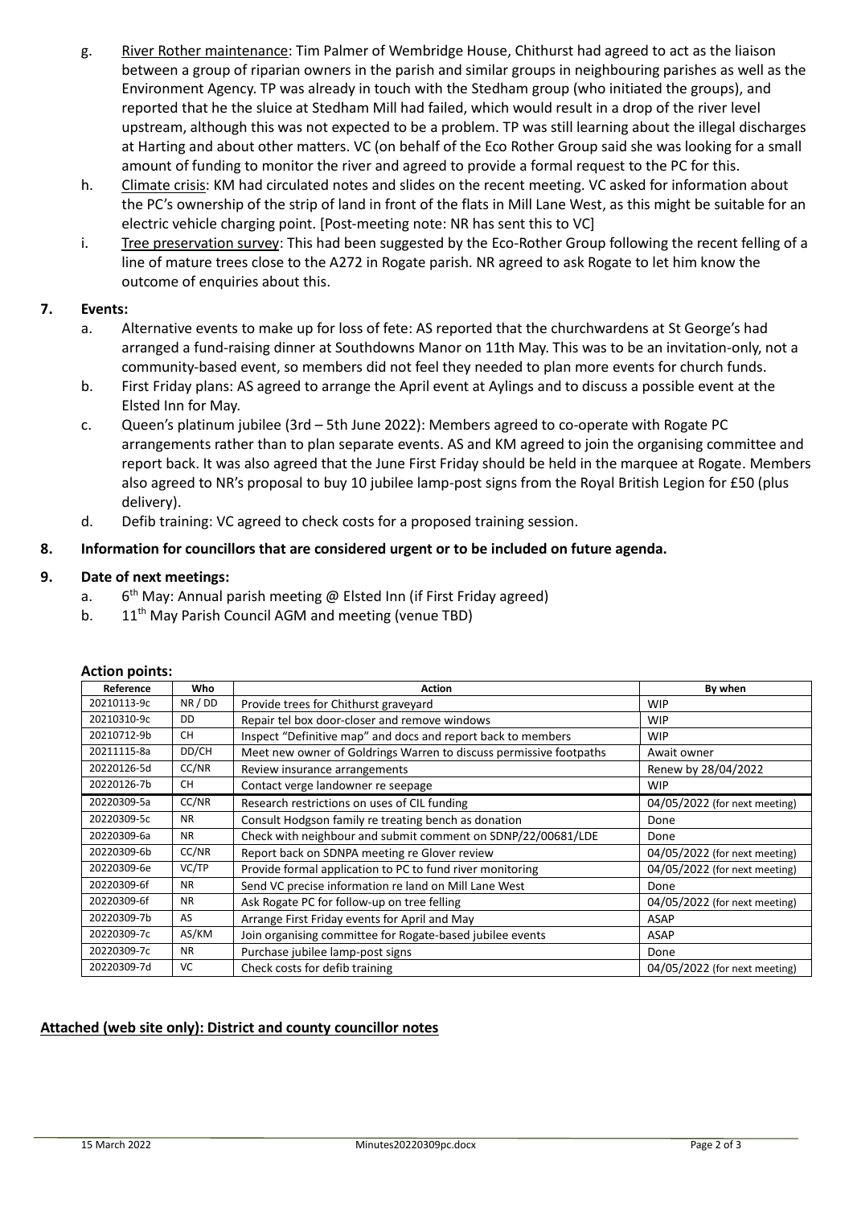g. River Rother maintenance: Tim Palmer of Wembridge House, Chithurst had agreed to act as the liaison between a group of riparian owners in the parish and similar groups in neighbouring parishes as well as the Environment Agency. TP was already in touch with the Stedham group (who initiated the groups), and reported that he the sluice at Stedham Mill had failed, which would result in a drop of the river level upstream, although this was not expected to be a problem. TP was still learning about the illegal discharges at Harting and about other matters. VC (on behalf of the Eco Rother Group said she was looking for a small amount of funding to monitor the river and agreed to provide a formal request to the PC for this.

h. Climate crisis: KM had circulated notes and slides on the recent meeting. VC asked for information about the PC's ownership of the strip of land in front of the flats in Mill Lane West, as this might be suitable for an electric vehicle charging point. [Post-meeting note: NR has sent this to VC]

i. Tree preservation survey: This had been suggested by the Eco-Rother Group following the recent felling of a line of mature trees close to the A272 in Rogate parish. NR agreed to ask Rogate to let him know the outcome of enquiries about this.

**7. Events:**

a. Alternative events to make up for loss of fete: AS reported that the churchwardens at St George's had arranged a fund-raising dinner at Southdowns Manor on 11th May. This was to be an invitation-only, not a community-based event, so members did not feel they needed to plan more events for church funds.

b. First Friday plans: AS agreed to arrange the April event at Aylings and to discuss a possible event at the Elsted Inn for May.

c. Queen's platinum jubilee (3rd – 5th June 2022): Members agreed to co-operate with Rogate PC arrangements rather than to plan separate events. AS and KM agreed to join the organising committee and report back. It was also agreed that the June First Friday should be held in the marquee at Rogate. Members also agreed to NR's proposal to buy 10 jubilee lamp-post signs from the Royal British Legion for £50 (plus delivery).

d. Defib training: VC agreed to check costs for a proposed training session.

**8. Information for councillors that are considered urgent or to be included on future agenda.**

**9. Date of next meetings:**

a. 6th May: Annual parish meeting @ Elsted Inn (if First Friday agreed)

b. 11th May Parish Council AGM and meeting (venue TBD)

**Action points:**

| Reference | Who | Action | By when |
|---|---|---|---|
| 20210113-9c | NR / DD | Provide trees for Chithurst graveyard | WIP |
| 20210310-9c | DD | Repair tel box door-closer and remove windows | WIP |
| 20210712-9b | CH | Inspect "Definitive map" and docs and report back to members | WIP |
| 20211115-8a | DD/CH | Meet new owner of Goldrings Warren to discuss permissive footpaths | Await owner |
| 20220126-5d | CC/NR | Review insurance arrangements | Renew by 28/04/2022 |
| 20220126-7b | CH | Contact verge landowner re seepage | WIP |
| 20220309-5a | CC/NR | Research restrictions on uses of CIL funding | 04/05/2022 (for next meeting) |
| 20220309-5c | NR | Consult Hodgson family re treating bench as donation | Done |
| 20220309-6a | NR | Check with neighbour and submit comment on SDNP/22/00681/LDE | Done |
| 20220309-6b | CC/NR | Report back on SDNPA meeting re Glover review | 04/05/2022 (for next meeting) |
| 20220309-6e | VC/TP | Provide formal application to PC to fund river monitoring | 04/05/2022 (for next meeting) |
| 20220309-6f | NR | Send VC precise information re land on Mill Lane West | Done |
| 20220309-6f | NR | Ask Rogate PC for follow-up on tree felling | 04/05/2022 (for next meeting) |
| 20220309-7b | AS | Arrange First Friday events for April and May | ASAP |
| 20220309-7c | AS/KM | Join organising committee for Rogate-based jubilee events | ASAP |
| 20220309-7c | NR | Purchase jubilee lamp-post signs | Done |
| 20220309-7d | VC | Check costs for defib training | 04/05/2022 (for next meeting) |

**Attached (web site only): District and county councillor notes**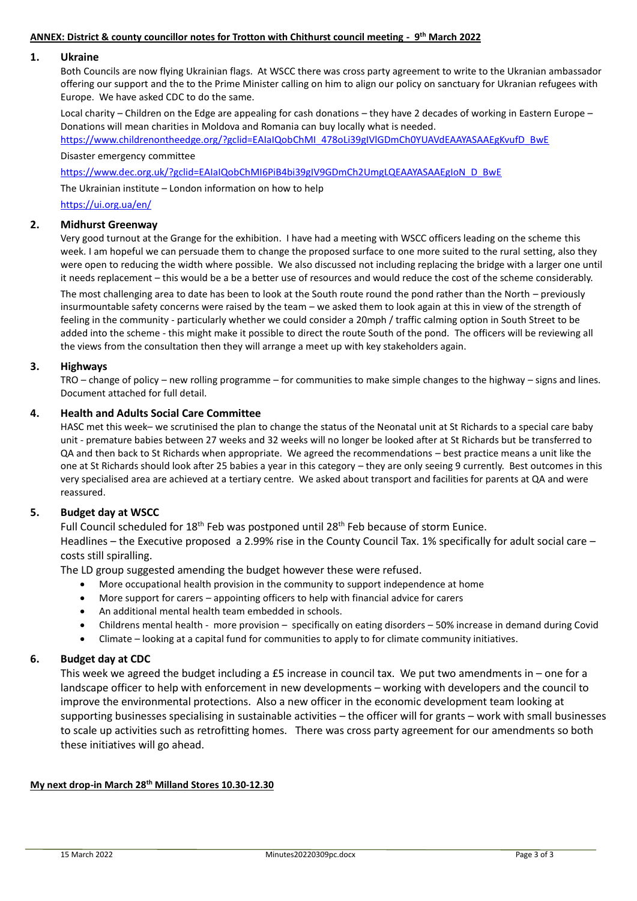**ANNEX: District & county councillor notes for Trotton with Chithurst council meeting - 9th March 2022**

## 1. Ukraine

Both Councils are now flying Ukrainian flags. At WSCC there was cross party agreement to write to the Ukranian ambassador offering our support and the to the Prime Minister calling on him to align our policy on sanctuary for Ukranian refugees with Europe. We have asked CDC to do the same.

Local charity – Children on the Edge are appealing for cash donations – they have 2 decades of working in Eastern Europe – Donations will mean charities in Moldova and Romania can buy locally what is needed.

https://www.childrenontheedge.org/?gclid=EAIaIQobChMI_478oLi39gIVlGDmCh0YUAVdEAAYASAAEgKvufD_BwE

Disaster emergency committee

https://www.dec.org.uk/?gclid=EAIaIQobChMI6PiB4bi39gIV9GDmCh2UmgLQEAAYASAAEgIoN_D_BwE

The Ukrainian institute – London information on how to help

https://ui.org.ua/en/

## 2. Midhurst Greenway

Very good turnout at the Grange for the exhibition. I have had a meeting with WSCC officers leading on the scheme this week. I am hopeful we can persuade them to change the proposed surface to one more suited to the rural setting, also they were open to reducing the width where possible. We also discussed not including replacing the bridge with a larger one until it needs replacement – this would be a be a better use of resources and would reduce the cost of the scheme considerably.

The most challenging area to date has been to look at the South route round the pond rather than the North – previously insurmountable safety concerns were raised by the team – we asked them to look again at this in view of the strength of feeling in the community - particularly whether we could consider a 20mph / traffic calming option in South Street to be added into the scheme - this might make it possible to direct the route South of the pond. The officers will be reviewing all the views from the consultation then they will arrange a meet up with key stakeholders again.

## 3. Highways

TRO – change of policy – new rolling programme – for communities to make simple changes to the highway – signs and lines. Document attached for full detail.

## 4. Health and Adults Social Care Committee

HASC met this week– we scrutinised the plan to change the status of the Neonatal unit at St Richards to a special care baby unit - premature babies between 27 weeks and 32 weeks will no longer be looked after at St Richards but be transferred to QA and then back to St Richards when appropriate. We agreed the recommendations – best practice means a unit like the one at St Richards should look after 25 babies a year in this category – they are only seeing 9 currently. Best outcomes in this very specialised area are achieved at a tertiary centre. We asked about transport and facilities for parents at QA and were reassured.

## 5. Budget day at WSCC

Full Council scheduled for 18th Feb was postponed until 28th Feb because of storm Eunice.

Headlines – the Executive proposed a 2.99% rise in the County Council Tax. 1% specifically for adult social care – costs still spiralling.

The LD group suggested amending the budget however these were refused.

- More occupational health provision in the community to support independence at home
- More support for carers – appointing officers to help with financial advice for carers
- An additional mental health team embedded in schools.
- Childrens mental health - more provision – specifically on eating disorders – 50% increase in demand during Covid
- Climate – looking at a capital fund for communities to apply to for climate community initiatives.

## 6. Budget day at CDC

This week we agreed the budget including a £5 increase in council tax. We put two amendments in – one for a landscape officer to help with enforcement in new developments – working with developers and the council to improve the environmental protections. Also a new officer in the economic development team looking at supporting businesses specialising in sustainable activities – the officer will for grants – work with small businesses to scale up activities such as retrofitting homes. There was cross party agreement for our amendments so both these initiatives will go ahead.

**My next drop-in March 28th Milland Stores 10.30-12.30**